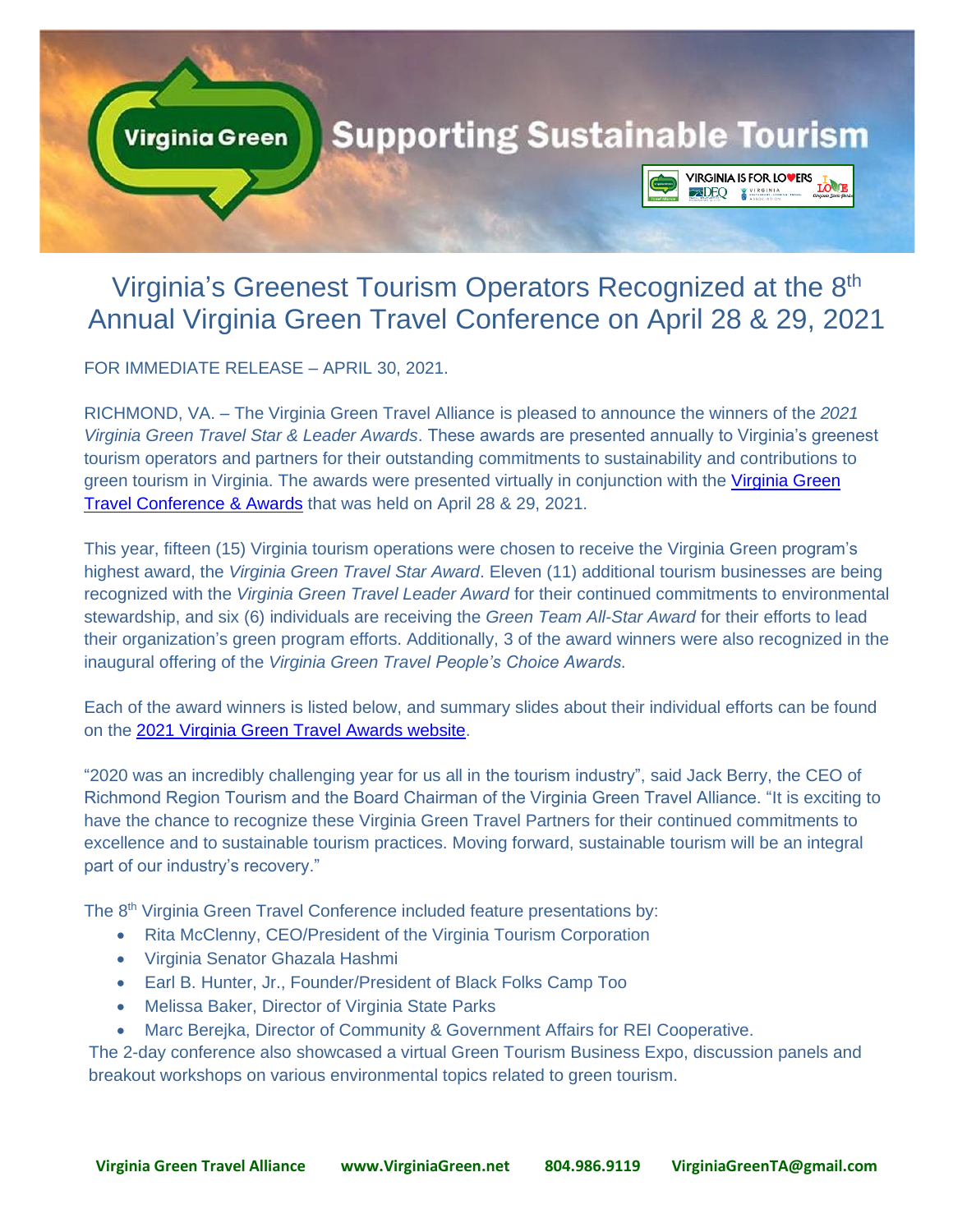# Virginia Green — Supporting Sustainable Tourism

# Virginia's Greenest Tourism Operators Recognized at the 8th Annual Virginia Green Travel Conference on April 28 & 29, 2021

FOR IMMEDIATE RELEASE – APRIL 30, 2021.

RICHMOND, VA. – The Virginia Green Travel Alliance is pleased to announce the winners of the *2021 Virginia Green Travel Star & Leader Awards*. These awards are presented annually to Virginia's greenest tourism operators and partners for their outstanding commitments to sustainability and contributions to green tourism in Virginia. The awards were presented virtually in conjunction with the Virginia Green Travel Conference & Awards that was held on April 28 & 29, 2021.

This year, fifteen (15) Virginia tourism operations were chosen to receive the Virginia Green program's highest award, the *Virginia Green Travel Star Award*. Eleven (11) additional tourism businesses are being recognized with the *Virginia Green Travel Leader Award* for their continued commitments to environmental stewardship, and six (6) individuals are receiving the *Green Team All-Star Award* for their efforts to lead their organization's green program efforts. Additionally, 3 of the award winners were also recognized in the inaugural offering of the *Virginia Green Travel People's Choice Awards.*

Each of the award winners is listed below, and summary slides about their individual efforts can be found on the 2021 Virginia Green Travel Awards website.

"2020 was an incredibly challenging year for us all in the tourism industry", said Jack Berry, the CEO of Richmond Region Tourism and the Board Chairman of the Virginia Green Travel Alliance. "It is exciting to have the chance to recognize these Virginia Green Travel Partners for their continued commitments to excellence and to sustainable tourism practices. Moving forward, sustainable tourism will be an integral part of our industry's recovery."

The 8th Virginia Green Travel Conference included feature presentations by:

- Rita McClenny, CEO/President of the Virginia Tourism Corporation
- Virginia Senator Ghazala Hashmi
- Earl B. Hunter, Jr., Founder/President of Black Folks Camp Too
- Melissa Baker, Director of Virginia State Parks
- Marc Berejka, Director of Community & Government Affairs for REI Cooperative.

The 2-day conference also showcased a virtual Green Tourism Business Expo, discussion panels and breakout workshops on various environmental topics related to green tourism.

**Virginia Green Travel Alliance www.VirginiaGreen.net 804.986.9119 VirginiaGreenTA@gmail.com**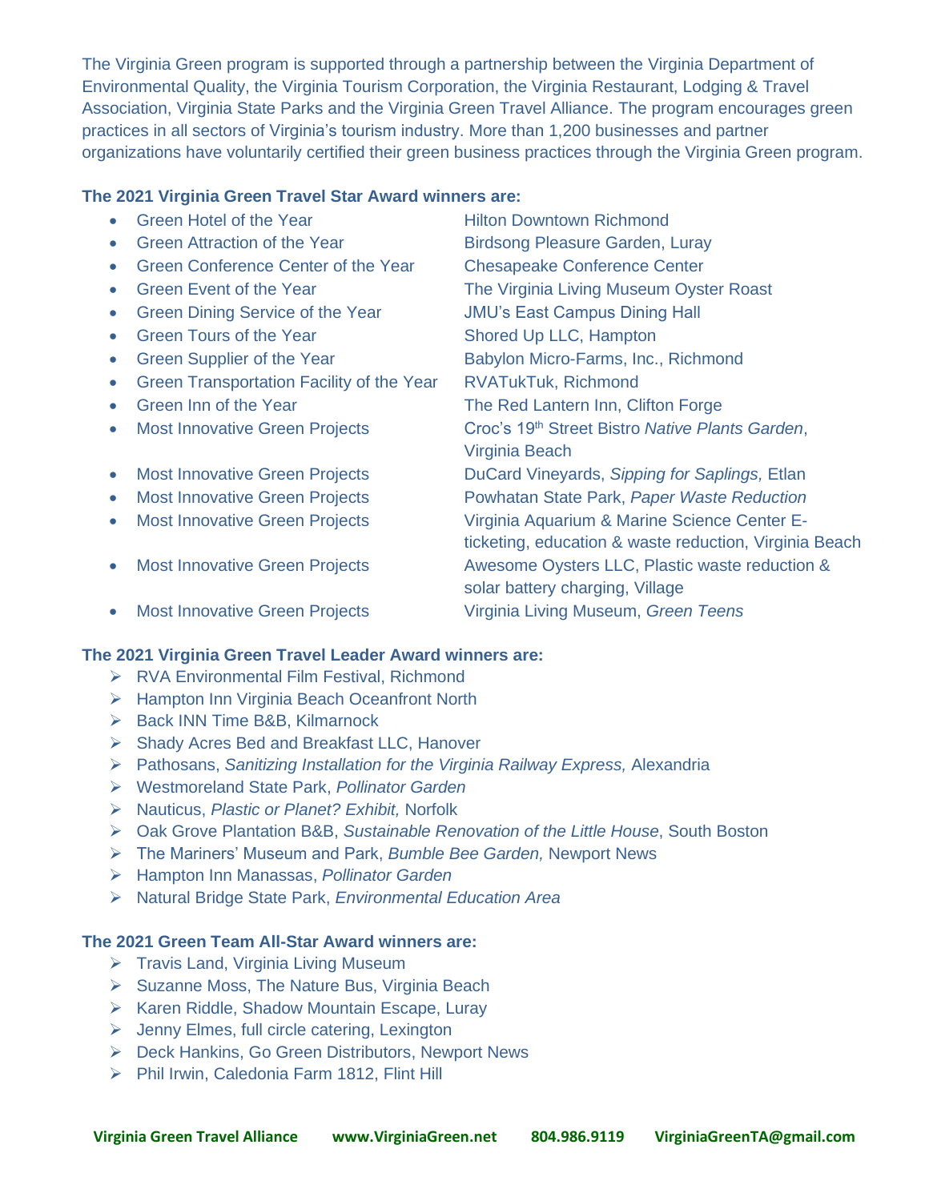The Virginia Green program is supported through a partnership between the Virginia Department of Environmental Quality, the Virginia Tourism Corporation, the Virginia Restaurant, Lodging & Travel Association, Virginia State Parks and the Virginia Green Travel Alliance. The program encourages green practices in all sectors of Virginia's tourism industry. More than 1,200 businesses and partner organizations have voluntarily certified their green business practices through the Virginia Green program.

**The 2021 Virginia Green Travel Star Award winners are:**

- Green Hotel of the Year — Hilton Downtown Richmond
- Green Attraction of the Year — Birdsong Pleasure Garden, Luray
- Green Conference Center of the Year — Chesapeake Conference Center
- Green Event of the Year — The Virginia Living Museum Oyster Roast
- Green Dining Service of the Year — JMU's East Campus Dining Hall
- Green Tours of the Year — Shored Up LLC, Hampton
- Green Supplier of the Year — Babylon Micro-Farms, Inc., Richmond
- Green Transportation Facility of the Year — RVATukTuk, Richmond
- Green Inn of the Year — The Red Lantern Inn, Clifton Forge
- Most Innovative Green Projects — Croc's 19th Street Bistro *Native Plants Garden*, Virginia Beach
- Most Innovative Green Projects — DuCard Vineyards, *Sipping for Saplings,* Etlan
- Most Innovative Green Projects — Powhatan State Park, *Paper Waste Reduction*
- Most Innovative Green Projects — Virginia Aquarium & Marine Science Center E-ticketing, education & waste reduction, Virginia Beach
- Most Innovative Green Projects — Awesome Oysters LLC, Plastic waste reduction & solar battery charging, Village
- Most Innovative Green Projects — Virginia Living Museum, *Green Teens*

**The 2021 Virginia Green Travel Leader Award winners are:**

- RVA Environmental Film Festival, Richmond
- Hampton Inn Virginia Beach Oceanfront North
- Back INN Time B&B, Kilmarnock
- Shady Acres Bed and Breakfast LLC, Hanover
- Pathosans, *Sanitizing Installation for the Virginia Railway Express,* Alexandria
- Westmoreland State Park, *Pollinator Garden*
- Nauticus, *Plastic or Planet? Exhibit,* Norfolk
- Oak Grove Plantation B&B, *Sustainable Renovation of the Little House*, South Boston
- The Mariners' Museum and Park, *Bumble Bee Garden,* Newport News
- Hampton Inn Manassas, *Pollinator Garden*
- Natural Bridge State Park, *Environmental Education Area*

**The 2021 Green Team All-Star Award winners are:**

- Travis Land, Virginia Living Museum
- Suzanne Moss, The Nature Bus, Virginia Beach
- Karen Riddle, Shadow Mountain Escape, Luray
- Jenny Elmes, full circle catering, Lexington
- Deck Hankins, Go Green Distributors, Newport News
- Phil Irwin, Caledonia Farm 1812, Flint Hill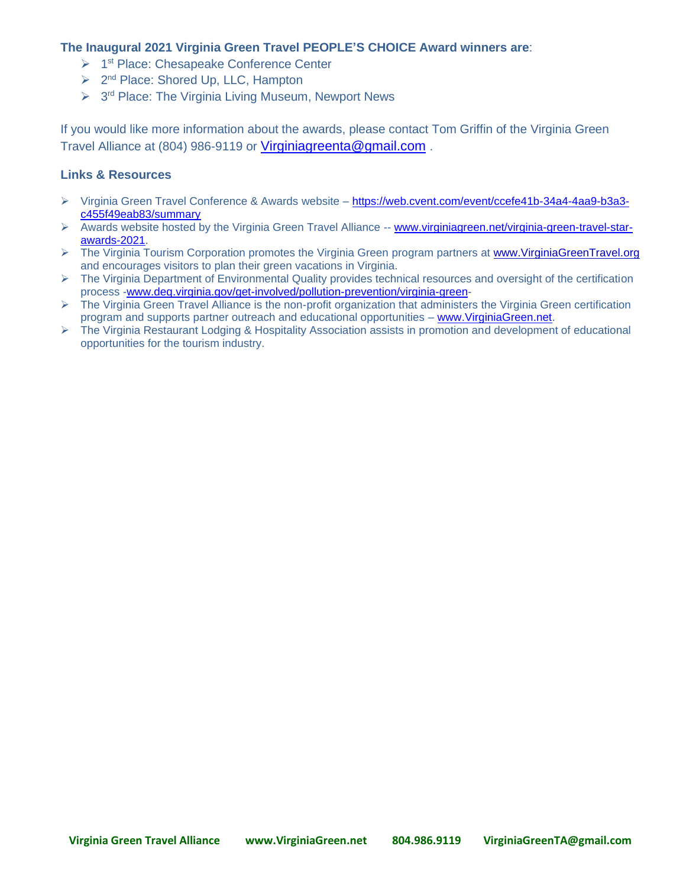**The Inaugural 2021 Virginia Green Travel PEOPLE'S CHOICE Award winners are**:

- 1st Place: Chesapeake Conference Center
- 2nd Place: Shored Up, LLC, Hampton
- 3rd Place: The Virginia Living Museum, Newport News

If you would like more information about the awards, please contact Tom Griffin of the Virginia Green Travel Alliance at (804) 986-9119 or Virginiagreenta@gmail.com .

**Links & Resources**

- Virginia Green Travel Conference & Awards website – https://web.cvent.com/event/ccefe41b-34a4-4aa9-b3a3-c455f49eab83/summary
- Awards website hosted by the Virginia Green Travel Alliance -- www.virginiagreen.net/virginia-green-travel-star-awards-2021.
- The Virginia Tourism Corporation promotes the Virginia Green program partners at www.VirginiaGreenTravel.org and encourages visitors to plan their green vacations in Virginia.
- The Virginia Department of Environmental Quality provides technical resources and oversight of the certification process -www.deq.virginia.gov/get-involved/pollution-prevention/virginia-green-
- The Virginia Green Travel Alliance is the non-profit organization that administers the Virginia Green certification program and supports partner outreach and educational opportunities – www.VirginiaGreen.net.
- The Virginia Restaurant Lodging & Hospitality Association assists in promotion and development of educational opportunities for the tourism industry.